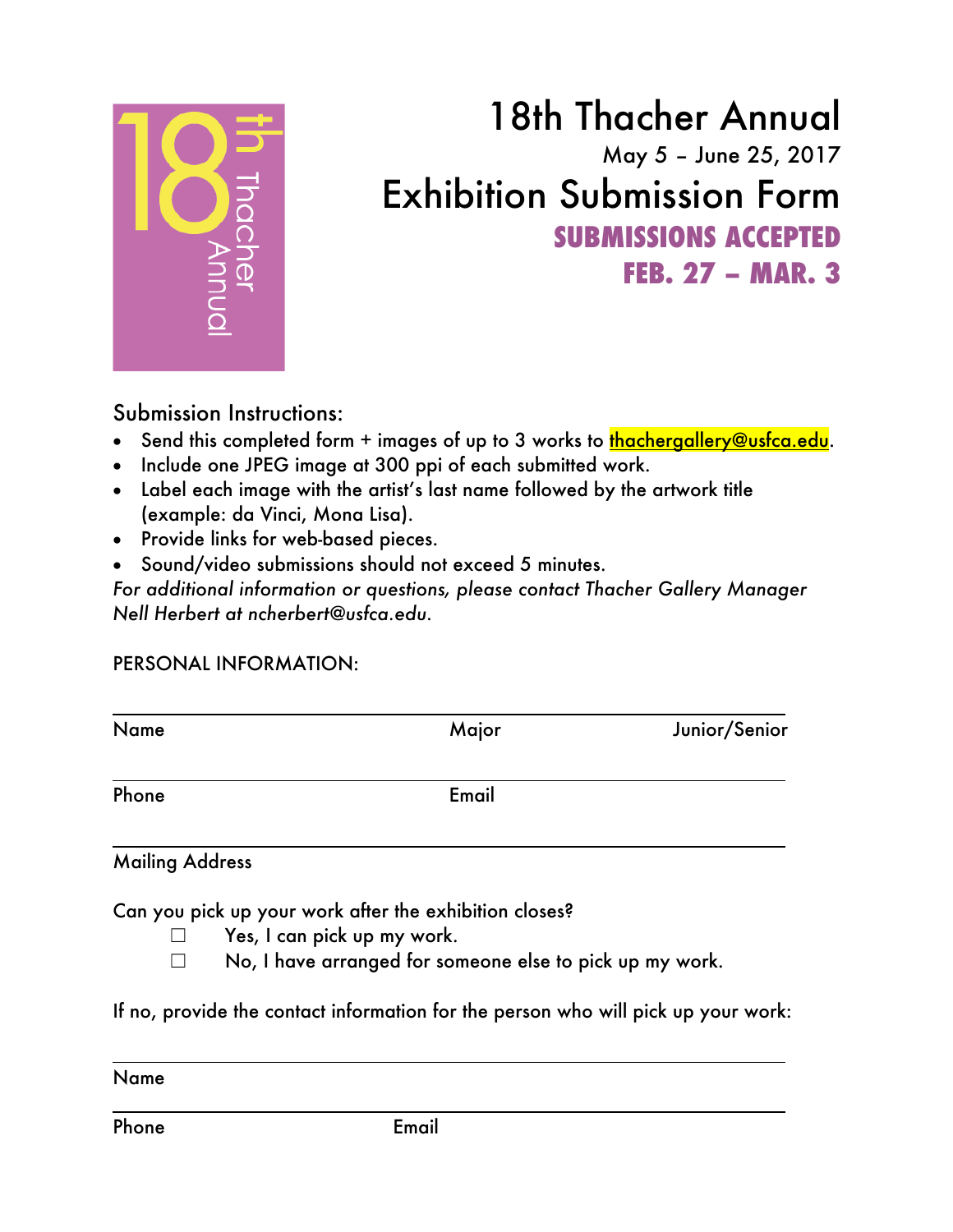18th Thacher Annual

# 18th Thacher Annual

May 5 – June 25, 2017

# Exhibition Submission Form

**SUBMISSIONS ACCEPTED**
**FEB. 27 – MAR. 3**

Submission Instructions:

- Send this completed form + images of up to 3 works to thachergallery@usfca.edu.
- Include one JPEG image at 300 ppi of each submitted work.
- Label each image with the artist's last name followed by the artwork title (example: da Vinci, Mona Lisa).
- Provide links for web-based pieces.
- Sound/video submissions should not exceed 5 minutes.

*For additional information or questions, please contact Thacher Gallery Manager Nell Herbert at ncherbert@usfca.edu.*

PERSONAL INFORMATION:

Name ____________________ Major ____________________ Junior/Senior

Phone ____________________ Email ____________________

Mailing Address ____________________

Can you pick up your work after the exhibition closes?

☐ Yes, I can pick up my work.

☐ No, I have arranged for someone else to pick up my work.

If no, provide the contact information for the person who will pick up your work:

Name ____________________

Phone ____________________ Email ____________________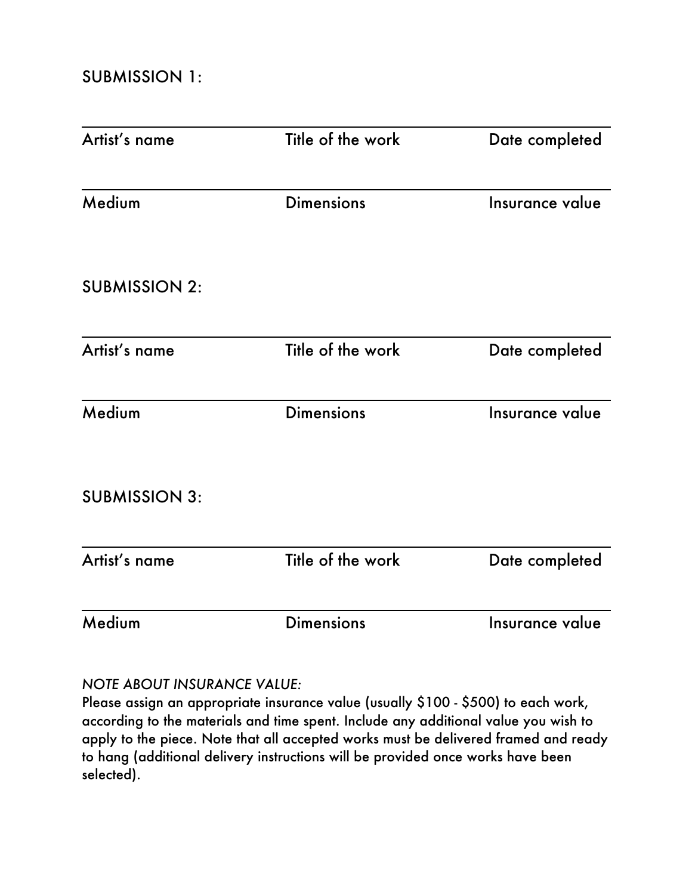SUBMISSION 1:

| Artist's name | Title of the work | Date completed |
| --- | --- | --- |
| Medium | Dimensions | Insurance value |

SUBMISSION 2:

| Artist's name | Title of the work | Date completed |
| --- | --- | --- |
| Medium | Dimensions | Insurance value |

SUBMISSION 3:

| Artist's name | Title of the work | Date completed |
| --- | --- | --- |
| Medium | Dimensions | Insurance value |

*NOTE ABOUT INSURANCE VALUE:*

Please assign an appropriate insurance value (usually $100 - $500) to each work, according to the materials and time spent. Include any additional value you wish to apply to the piece. Note that all accepted works must be delivered framed and ready to hang (additional delivery instructions will be provided once works have been selected).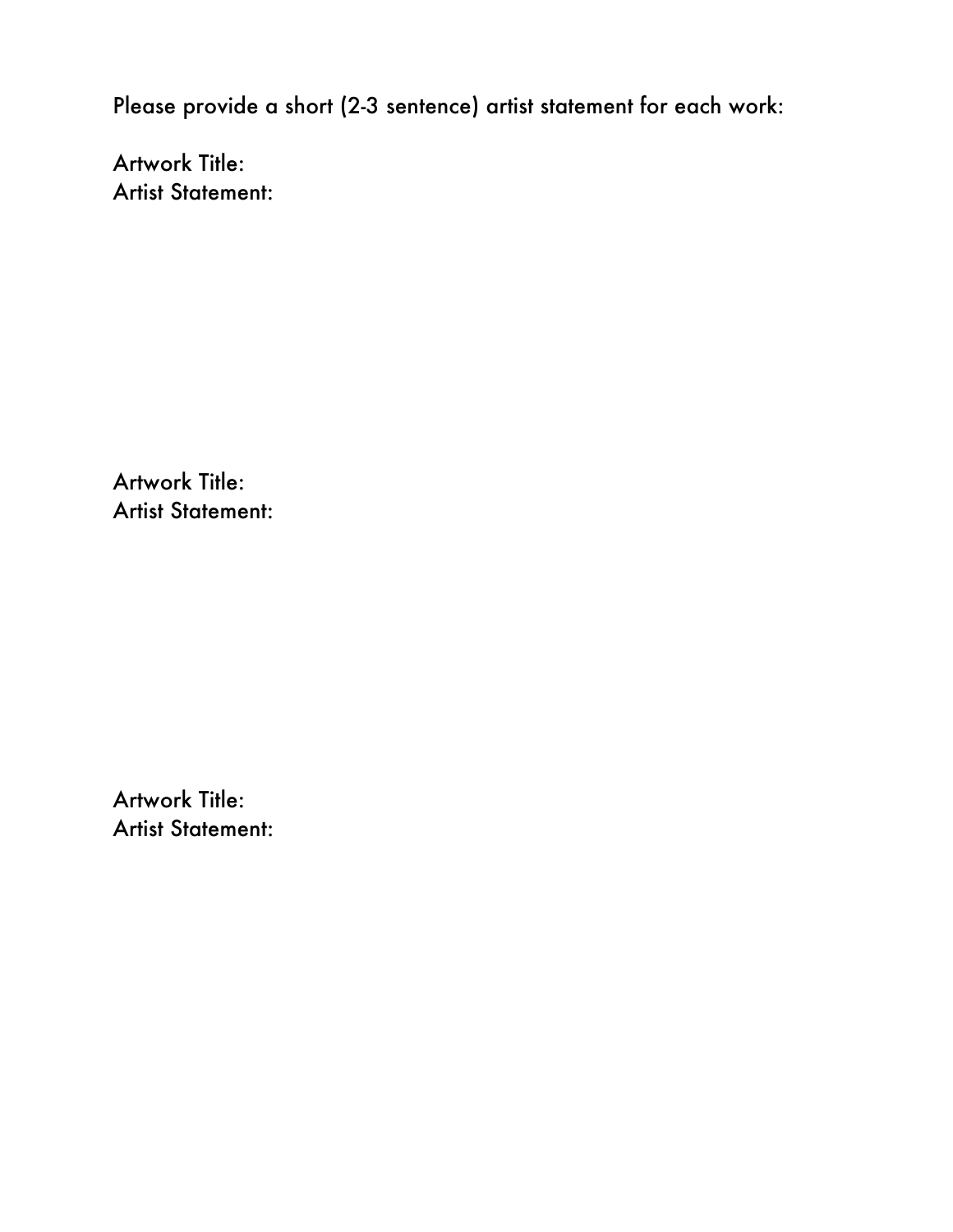Please provide a short (2-3 sentence) artist statement for each work:

Artwork Title:
Artist Statement:

Artwork Title:
Artist Statement:

Artwork Title:
Artist Statement: